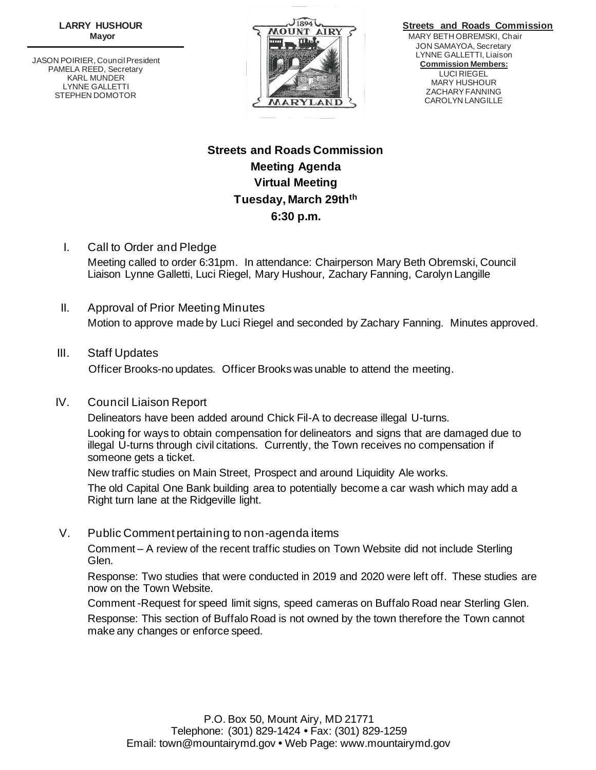**LARRY HUSHOUR**
**Mayor**

JASON POIRIER, Council President
PAMELA REED, Secretary
KARL MUNDER
LYNNE GALLETTI
STEPHEN DOMOTOR

**Streets and Roads Commission**
MARY BETH OBREMSKI, Chair
JON SAMAYOA, Secretary
LYNNE GALLETTI, Liaison
**Commission Members:**
LUCI RIEGEL
MARY HUSHOUR
ZACHARY FANNING
CAROLYN LANGILLE

# Streets and Roads Commission
## Meeting Agenda
## Virtual Meeting
## Tuesday, March 29th[th]
## 6:30 p.m.

I. Call to Order and Pledge

Meeting called to order 6:31pm. In attendance: Chairperson Mary Beth Obremski, Council Liaison Lynne Galletti, Luci Riegel, Mary Hushour, Zachary Fanning, Carolyn Langille

II. Approval of Prior Meeting Minutes

Motion to approve made by Luci Riegel and seconded by Zachary Fanning. Minutes approved.

III. Staff Updates

Officer Brooks-no updates. Officer Brooks was unable to attend the meeting.

IV. Council Liaison Report

Delineators have been added around Chick Fil-A to decrease illegal U-turns.

Looking for ways to obtain compensation for delineators and signs that are damaged due to illegal U-turns through civil citations. Currently, the Town receives no compensation if someone gets a ticket.

New traffic studies on Main Street, Prospect and around Liquidity Ale works.

The old Capital One Bank building area to potentially become a car wash which may add a Right turn lane at the Ridgeville light.

V. Public Comment pertaining to non-agenda items

Comment – A review of the recent traffic studies on Town Website did not include Sterling Glen.

Response: Two studies that were conducted in 2019 and 2020 were left off. These studies are now on the Town Website.

Comment -Request for speed limit signs, speed cameras on Buffalo Road near Sterling Glen.

Response: This section of Buffalo Road is not owned by the town therefore the Town cannot make any changes or enforce speed.

P.O. Box 50, Mount Airy, MD 21771
Telephone: (301) 829-1424 • Fax: (301) 829-1259
Email: town@mountairymd.gov • Web Page: www.mountairymd.gov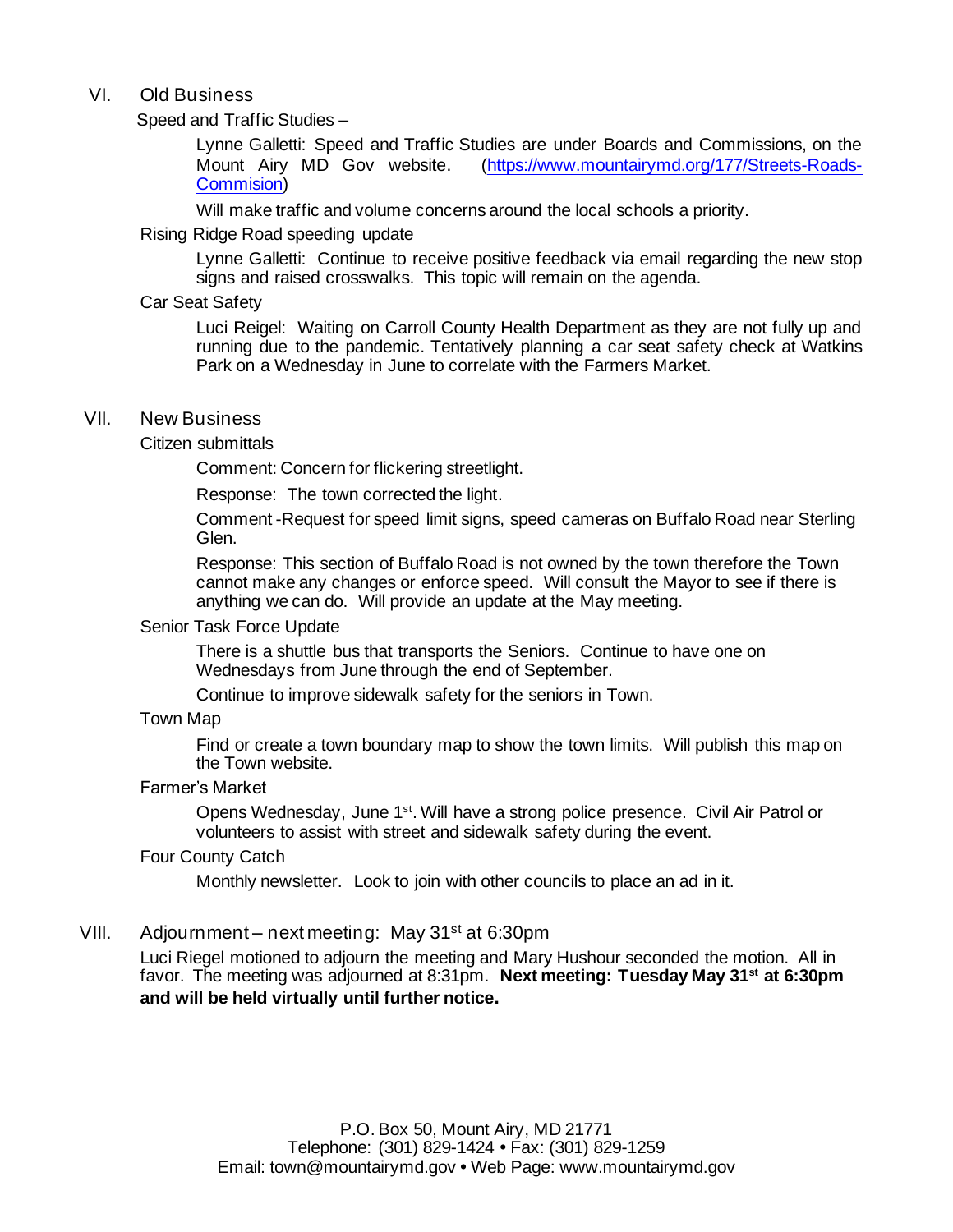## VI. Old Business

Speed and Traffic Studies –

Lynne Galletti: Speed and Traffic Studies are under Boards and Commissions, on the Mount Airy MD Gov website. ([https://www.mountairymd.org/177/Streets-Roads-Commision](https://www.mountairymd.org/177/Streets-Roads-Commision))

Will make traffic and volume concerns around the local schools a priority.

Rising Ridge Road speeding update

Lynne Galletti: Continue to receive positive feedback via email regarding the new stop signs and raised crosswalks. This topic will remain on the agenda.

Car Seat Safety

Luci Reigel: Waiting on Carroll County Health Department as they are not fully up and running due to the pandemic. Tentatively planning a car seat safety check at Watkins Park on a Wednesday in June to correlate with the Farmers Market.

## VII. New Business

Citizen submittals

Comment: Concern for flickering streetlight.

Response: The town corrected the light.

Comment -Request for speed limit signs, speed cameras on Buffalo Road near Sterling Glen.

Response: This section of Buffalo Road is not owned by the town therefore the Town cannot make any changes or enforce speed. Will consult the Mayor to see if there is anything we can do. Will provide an update at the May meeting.

Senior Task Force Update

There is a shuttle bus that transports the Seniors. Continue to have one on Wednesdays from June through the end of September.

Continue to improve sidewalk safety for the seniors in Town.

Town Map

Find or create a town boundary map to show the town limits. Will publish this map on the Town website.

Farmer's Market

Opens Wednesday, June 1st. Will have a strong police presence. Civil Air Patrol or volunteers to assist with street and sidewalk safety during the event.

Four County Catch

Monthly newsletter. Look to join with other councils to place an ad in it.

## VIII. Adjournment – next meeting: May 31st at 6:30pm

Luci Riegel motioned to adjourn the meeting and Mary Hushour seconded the motion. All in favor. The meeting was adjourned at 8:31pm. **Next meeting: Tuesday May 31st at 6:30pm and will be held virtually until further notice.**